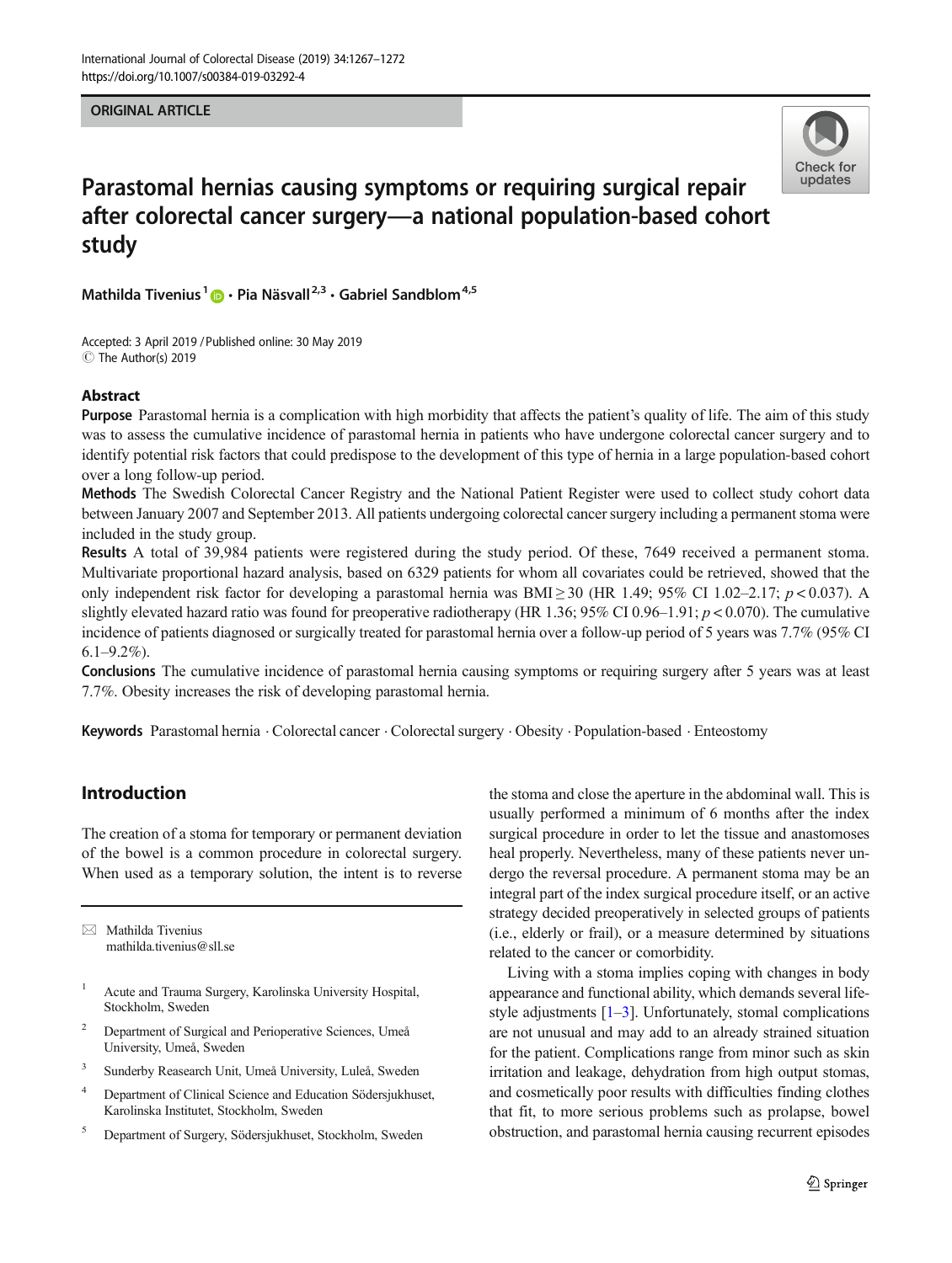ORIGINAL ARTICLE

# Parastomal hernias causing symptoms or requiring surgical repair after colorectal cancer surgery—a national population-based cohort study

Mathilda Tivenius[1] · Pia Näsvall[2,3] · Gabriel Sandblom[4,5]

Accepted: 3 April 2019 / Published online: 30 May 2019
© The Author(s) 2019

## Abstract

**Purpose** Parastomal hernia is a complication with high morbidity that affects the patient's quality of life. The aim of this study was to assess the cumulative incidence of parastomal hernia in patients who have undergone colorectal cancer surgery and to identify potential risk factors that could predispose to the development of this type of hernia in a large population-based cohort over a long follow-up period.

**Methods** The Swedish Colorectal Cancer Registry and the National Patient Register were used to collect study cohort data between January 2007 and September 2013. All patients undergoing colorectal cancer surgery including a permanent stoma were included in the study group.

**Results** A total of 39,984 patients were registered during the study period. Of these, 7649 received a permanent stoma. Multivariate proportional hazard analysis, based on 6329 patients for whom all covariates could be retrieved, showed that the only independent risk factor for developing a parastomal hernia was BMI ≥ 30 (HR 1.49; 95% CI 1.02–2.17; $p < 0.037$). A slightly elevated hazard ratio was found for preoperative radiotherapy (HR 1.36; 95% CI 0.96–1.91; $p < 0.070$). The cumulative incidence of patients diagnosed or surgically treated for parastomal hernia over a follow-up period of 5 years was 7.7% (95% CI 6.1–9.2%).

**Conclusions** The cumulative incidence of parastomal hernia causing symptoms or requiring surgery after 5 years was at least 7.7%. Obesity increases the risk of developing parastomal hernia.

**Keywords** Parastomal hernia · Colorectal cancer · Colorectal surgery · Obesity · Population-based · Enteostomy

## Introduction

The creation of a stoma for temporary or permanent deviation of the bowel is a common procedure in colorectal surgery. When used as a temporary solution, the intent is to reverse the stoma and close the aperture in the abdominal wall. This is usually performed a minimum of 6 months after the index surgical procedure in order to let the tissue and anastomoses heal properly. Nevertheless, many of these patients never undergo the reversal procedure. A permanent stoma may be an integral part of the index surgical procedure itself, or an active strategy decided preoperatively in selected groups of patients (i.e., elderly or frail), or a measure determined by situations related to the cancer or comorbidity.

Living with a stoma implies coping with changes in body appearance and functional ability, which demands several lifestyle adjustments [1–3]. Unfortunately, stomal complications are not unusual and may add to an already strained situation for the patient. Complications range from minor such as skin irritation and leakage, dehydration from high output stomas, and cosmetically poor results with difficulties finding clothes that fit, to more serious problems such as prolapse, bowel obstruction, and parastomal hernia causing recurrent episodes

---

✉ Mathilda Tivenius
mathilda.tivenius@sll.se

1 Acute and Trauma Surgery, Karolinska University Hospital, Stockholm, Sweden

2 Department of Surgical and Perioperative Sciences, Umeå University, Umeå, Sweden

3 Sunderby Reasearch Unit, Umeå University, Luleå, Sweden

4 Department of Clinical Science and Education Södersjukhuset, Karolinska Institutet, Stockholm, Sweden

5 Department of Surgery, Södersjukhuset, Stockholm, Sweden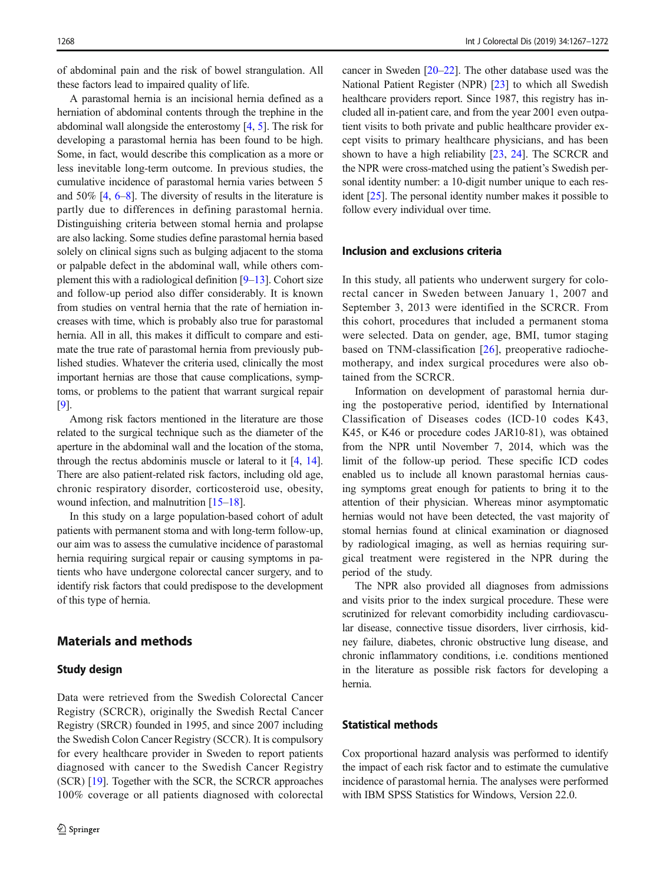of abdominal pain and the risk of bowel strangulation. All these factors lead to impaired quality of life.

A parastomal hernia is an incisional hernia defined as a herniation of abdominal contents through the trephine in the abdominal wall alongside the enterostomy [4, 5]. The risk for developing a parastomal hernia has been found to be high. Some, in fact, would describe this complication as a more or less inevitable long-term outcome. In previous studies, the cumulative incidence of parastomal hernia varies between 5 and 50% [4, 6–8]. The diversity of results in the literature is partly due to differences in defining parastomal hernia. Distinguishing criteria between stomal hernia and prolapse are also lacking. Some studies define parastomal hernia based solely on clinical signs such as bulging adjacent to the stoma or palpable defect in the abdominal wall, while others complement this with a radiological definition [9–13]. Cohort size and follow-up period also differ considerably. It is known from studies on ventral hernia that the rate of herniation increases with time, which is probably also true for parastomal hernia. All in all, this makes it difficult to compare and estimate the true rate of parastomal hernia from previously published studies. Whatever the criteria used, clinically the most important hernias are those that cause complications, symptoms, or problems to the patient that warrant surgical repair [9].

Among risk factors mentioned in the literature are those related to the surgical technique such as the diameter of the aperture in the abdominal wall and the location of the stoma, through the rectus abdominis muscle or lateral to it [4, 14]. There are also patient-related risk factors, including old age, chronic respiratory disorder, corticosteroid use, obesity, wound infection, and malnutrition [15–18].

In this study on a large population-based cohort of adult patients with permanent stoma and with long-term follow-up, our aim was to assess the cumulative incidence of parastomal hernia requiring surgical repair or causing symptoms in patients who have undergone colorectal cancer surgery, and to identify risk factors that could predispose to the development of this type of hernia.

## Materials and methods

### Study design

Data were retrieved from the Swedish Colorectal Cancer Registry (SCRCR), originally the Swedish Rectal Cancer Registry (SRCR) founded in 1995, and since 2007 including the Swedish Colon Cancer Registry (SCCR). It is compulsory for every healthcare provider in Sweden to report patients diagnosed with cancer to the Swedish Cancer Registry (SCR) [19]. Together with the SCR, the SCRCR approaches 100% coverage or all patients diagnosed with colorectal cancer in Sweden [20–22]. The other database used was the National Patient Register (NPR) [23] to which all Swedish healthcare providers report. Since 1987, this registry has included all in-patient care, and from the year 2001 even outpatient visits to both private and public healthcare provider except visits to primary healthcare physicians, and has been shown to have a high reliability [23, 24]. The SCRCR and the NPR were cross-matched using the patient's Swedish personal identity number: a 10-digit number unique to each resident [25]. The personal identity number makes it possible to follow every individual over time.

### Inclusion and exclusions criteria

In this study, all patients who underwent surgery for colorectal cancer in Sweden between January 1, 2007 and September 3, 2013 were identified in the SCRCR. From this cohort, procedures that included a permanent stoma were selected. Data on gender, age, BMI, tumor staging based on TNM-classification [26], preoperative radiochemotherapy, and index surgical procedures were also obtained from the SCRCR.

Information on development of parastomal hernia during the postoperative period, identified by International Classification of Diseases codes (ICD-10 codes K43, K45, or K46 or procedure codes JAR10-81), was obtained from the NPR until November 7, 2014, which was the limit of the follow-up period. These specific ICD codes enabled us to include all known parastomal hernias causing symptoms great enough for patients to bring it to the attention of their physician. Whereas minor asymptomatic hernias would not have been detected, the vast majority of stomal hernias found at clinical examination or diagnosed by radiological imaging, as well as hernias requiring surgical treatment were registered in the NPR during the period of the study.

The NPR also provided all diagnoses from admissions and visits prior to the index surgical procedure. These were scrutinized for relevant comorbidity including cardiovascular disease, connective tissue disorders, liver cirrhosis, kidney failure, diabetes, chronic obstructive lung disease, and chronic inflammatory conditions, i.e. conditions mentioned in the literature as possible risk factors for developing a hernia.

### Statistical methods

Cox proportional hazard analysis was performed to identify the impact of each risk factor and to estimate the cumulative incidence of parastomal hernia. The analyses were performed with IBM SPSS Statistics for Windows, Version 22.0.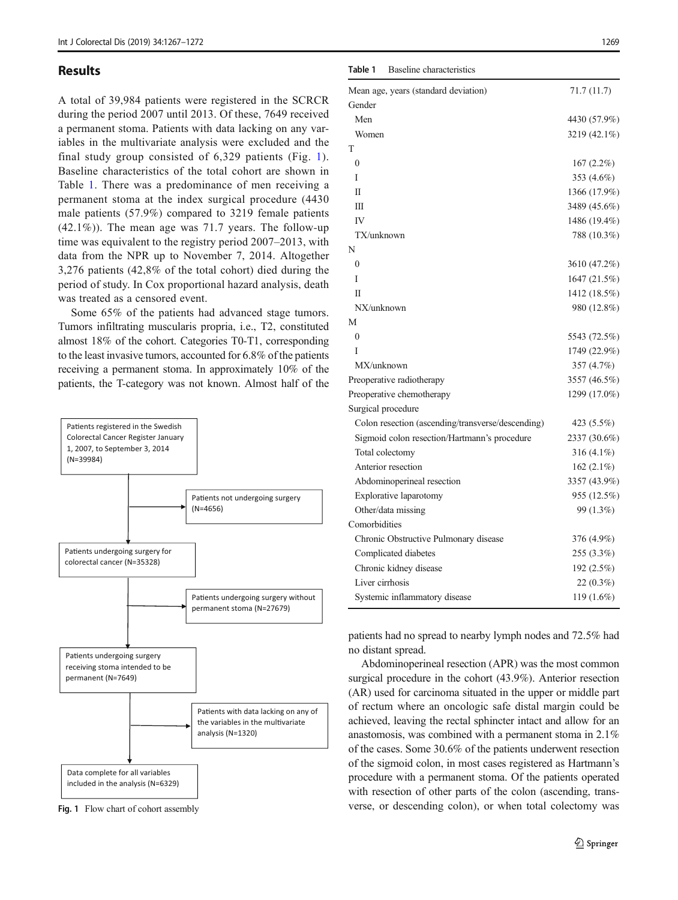## Results

A total of 39,984 patients were registered in the SCRCR during the period 2007 until 2013. Of these, 7649 received a permanent stoma. Patients with data lacking on any variables in the multivariate analysis were excluded and the final study group consisted of 6,329 patients (Fig. 1). Baseline characteristics of the total cohort are shown in Table 1. There was a predominance of men receiving a permanent stoma at the index surgical procedure (4430 male patients (57.9%) compared to 3219 female patients (42.1%)). The mean age was 71.7 years. The follow-up time was equivalent to the registry period 2007–2013, with data from the NPR up to November 7, 2014. Altogether 3,276 patients (42,8% of the total cohort) died during the period of study. In Cox proportional hazard analysis, death was treated as a censored event.

Some 65% of the patients had advanced stage tumors. Tumors infiltrating muscularis propria, i.e., T2, constituted almost 18% of the cohort. Categories T0-T1, corresponding to the least invasive tumors, accounted for 6.8% of the patients receiving a permanent stoma. In approximately 10% of the patients, the T-category was not known. Almost half of the patients had no spread to nearby lymph nodes and 72.5% had no distant spread.

Patients registered in the Swedish Colorectal Cancer Register January 1, 2007, to September 3, 2014 (N=39984)
→ Patients not undergoing surgery (N=4656)
Patients undergoing surgery for colorectal cancer (N=35328)
→ Patients undergoing surgery without permanent stoma (N=27679)
Patients undergoing surgery receiving stoma intended to be permanent (N=7649)
→ Patients with data lacking on any of the variables in the multivariate analysis (N=1320)
Data complete for all variables included in the analysis (N=6329)

**Fig. 1** Flow chart of cohort assembly

**Table 1** Baseline characteristics

| | |
|---|---|
| Mean age, years (standard deviation) | 71.7 (11.7) |
| Gender | |
| Men | 4430 (57.9%) |
| Women | 3219 (42.1%) |
| T | |
| 0 | 167 (2.2%) |
| I | 353 (4.6%) |
| II | 1366 (17.9%) |
| III | 3489 (45.6%) |
| IV | 1486 (19.4%) |
| TX/unknown | 788 (10.3%) |
| N | |
| 0 | 3610 (47.2%) |
| I | 1647 (21.5%) |
| II | 1412 (18.5%) |
| NX/unknown | 980 (12.8%) |
| M | |
| 0 | 5543 (72.5%) |
| I | 1749 (22.9%) |
| MX/unknown | 357 (4.7%) |
| Preoperative radiotherapy | 3557 (46.5%) |
| Preoperative chemotherapy | 1299 (17.0%) |
| Surgical procedure | |
| Colon resection (ascending/transverse/descending) | 423 (5.5%) |
| Sigmoid colon resection/Hartmann's procedure | 2337 (30.6%) |
| Total colectomy | 316 (4.1%) |
| Anterior resection | 162 (2.1%) |
| Abdominoperineal resection | 3357 (43.9%) |
| Explorative laparotomy | 955 (12.5%) |
| Other/data missing | 99 (1.3%) |
| Comorbidities | |
| Chronic Obstructive Pulmonary disease | 376 (4.9%) |
| Complicated diabetes | 255 (3.3%) |
| Chronic kidney disease | 192 (2.5%) |
| Liver cirrhosis | 22 (0.3%) |
| Systemic inflammatory disease | 119 (1.6%) |

Abdominoperineal resection (APR) was the most common surgical procedure in the cohort (43.9%). Anterior resection (AR) used for carcinoma situated in the upper or middle part of rectum where an oncologic safe distal margin could be achieved, leaving the rectal sphincter intact and allow for an anastomosis, was combined with a permanent stoma in 2.1% of the cases. Some 30.6% of the patients underwent resection of the sigmoid colon, in most cases registered as Hartmann's procedure with a permanent stoma. Of the patients operated with resection of other parts of the colon (ascending, transverse, or descending colon), or when total colectomy was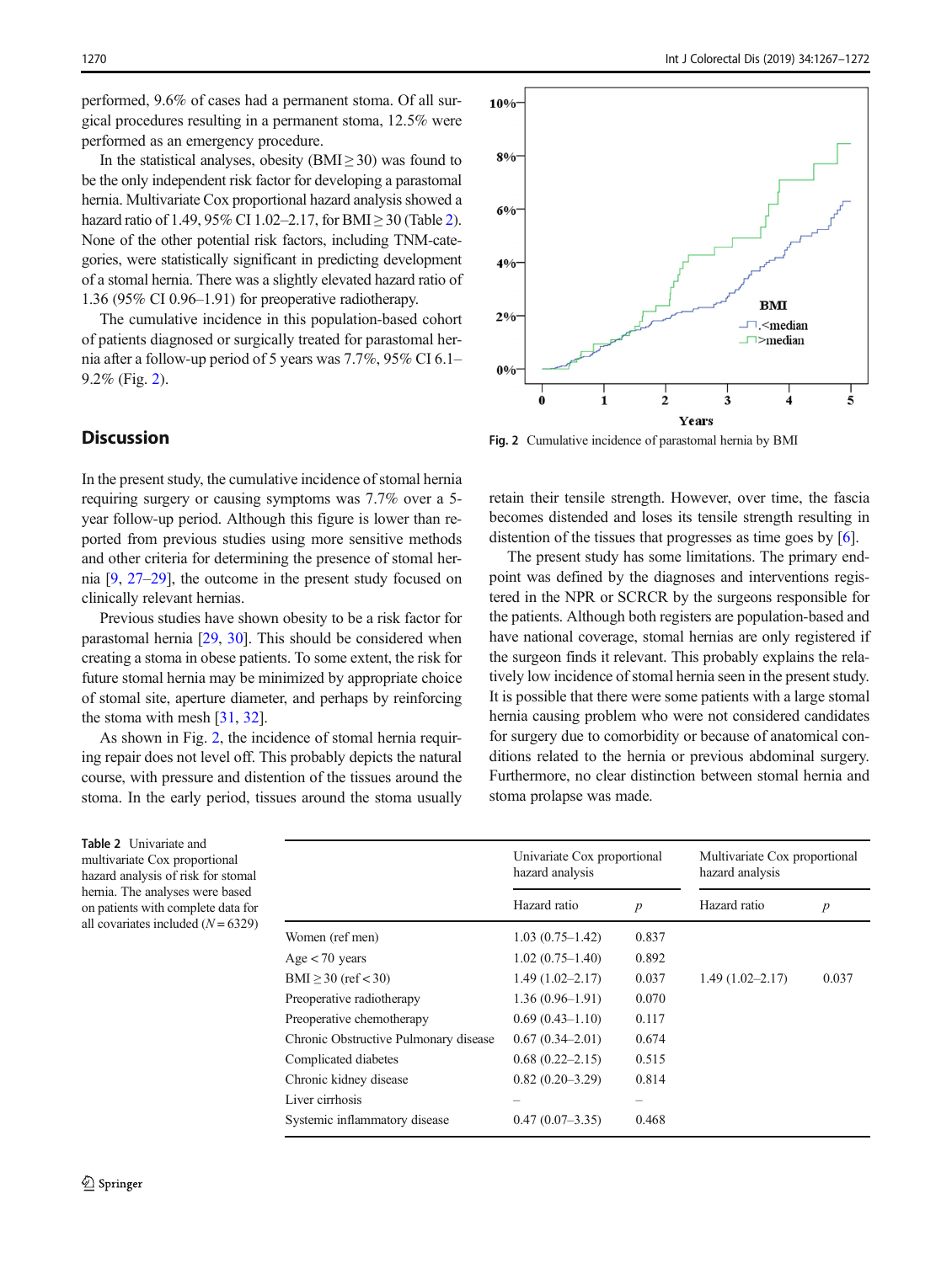performed, 9.6% of cases had a permanent stoma. Of all surgical procedures resulting in a permanent stoma, 12.5% were performed as an emergency procedure.

In the statistical analyses, obesity (BMI ≥ 30) was found to be the only independent risk factor for developing a parastomal hernia. Multivariate Cox proportional hazard analysis showed a hazard ratio of 1.49, 95% CI 1.02–2.17, for BMI ≥ 30 (Table 2). None of the other potential risk factors, including TNM-categories, were statistically significant in predicting development of a stomal hernia. There was a slightly elevated hazard ratio of 1.36 (95% CI 0.96–1.91) for preoperative radiotherapy.

The cumulative incidence in this population-based cohort of patients diagnosed or surgically treated for parastomal hernia after a follow-up period of 5 years was 7.7%, 95% CI 6.1–9.2% (Fig. 2).

Fig. 2 Cumulative incidence of parastomal hernia by BMI

## Discussion

In the present study, the cumulative incidence of stomal hernia requiring surgery or causing symptoms was 7.7% over a 5-year follow-up period. Although this figure is lower than reported from previous studies using more sensitive methods and other criteria for determining the presence of stomal hernia [9, 27–29], the outcome in the present study focused on clinically relevant hernias.

Previous studies have shown obesity to be a risk factor for parastomal hernia [29, 30]. This should be considered when creating a stoma in obese patients. To some extent, the risk for future stomal hernia may be minimized by appropriate choice of stomal site, aperture diameter, and perhaps by reinforcing the stoma with mesh [31, 32].

As shown in Fig. 2, the incidence of stomal hernia requiring repair does not level off. This probably depicts the natural course, with pressure and distention of the tissues around the stoma. In the early period, tissues around the stoma usually retain their tensile strength. However, over time, the fascia becomes distended and loses its tensile strength resulting in distention of the tissues that progresses as time goes by [6].

The present study has some limitations. The primary endpoint was defined by the diagnoses and interventions registered in the NPR or SCRCR by the surgeons responsible for the patients. Although both registers are population-based and have national coverage, stomal hernias are only registered if the surgeon finds it relevant. This probably explains the relatively low incidence of stomal hernia seen in the present study. It is possible that there were some patients with a large stomal hernia causing problem who were not considered candidates for surgery due to comorbidity or because of anatomical conditions related to the hernia or previous abdominal surgery. Furthermore, no clear distinction between stomal hernia and stoma prolapse was made.

**Table 2** Univariate and multivariate Cox proportional hazard analysis of risk for stomal hernia. The analyses were based on patients with complete data for all covariates included ($N = 6329$)

| | Univariate Cox proportional hazard analysis | | Multivariate Cox proportional hazard analysis | |
|---|---|---|---|---|
| | Hazard ratio | $p$ | Hazard ratio | $p$ |
| Women (ref men) | 1.03 (0.75–1.42) | 0.837 | | |
| Age < 70 years | 1.02 (0.75–1.40) | 0.892 | | |
| BMI ≥ 30 (ref < 30) | 1.49 (1.02–2.17) | 0.037 | 1.49 (1.02–2.17) | 0.037 |
| Preoperative radiotherapy | 1.36 (0.96–1.91) | 0.070 | | |
| Preoperative chemotherapy | 0.69 (0.43–1.10) | 0.117 | | |
| Chronic Obstructive Pulmonary disease | 0.67 (0.34–2.01) | 0.674 | | |
| Complicated diabetes | 0.68 (0.22–2.15) | 0.515 | | |
| Chronic kidney disease | 0.82 (0.20–3.29) | 0.814 | | |
| Liver cirrhosis | – | – | | |
| Systemic inflammatory disease | 0.47 (0.07–3.35) | 0.468 | | |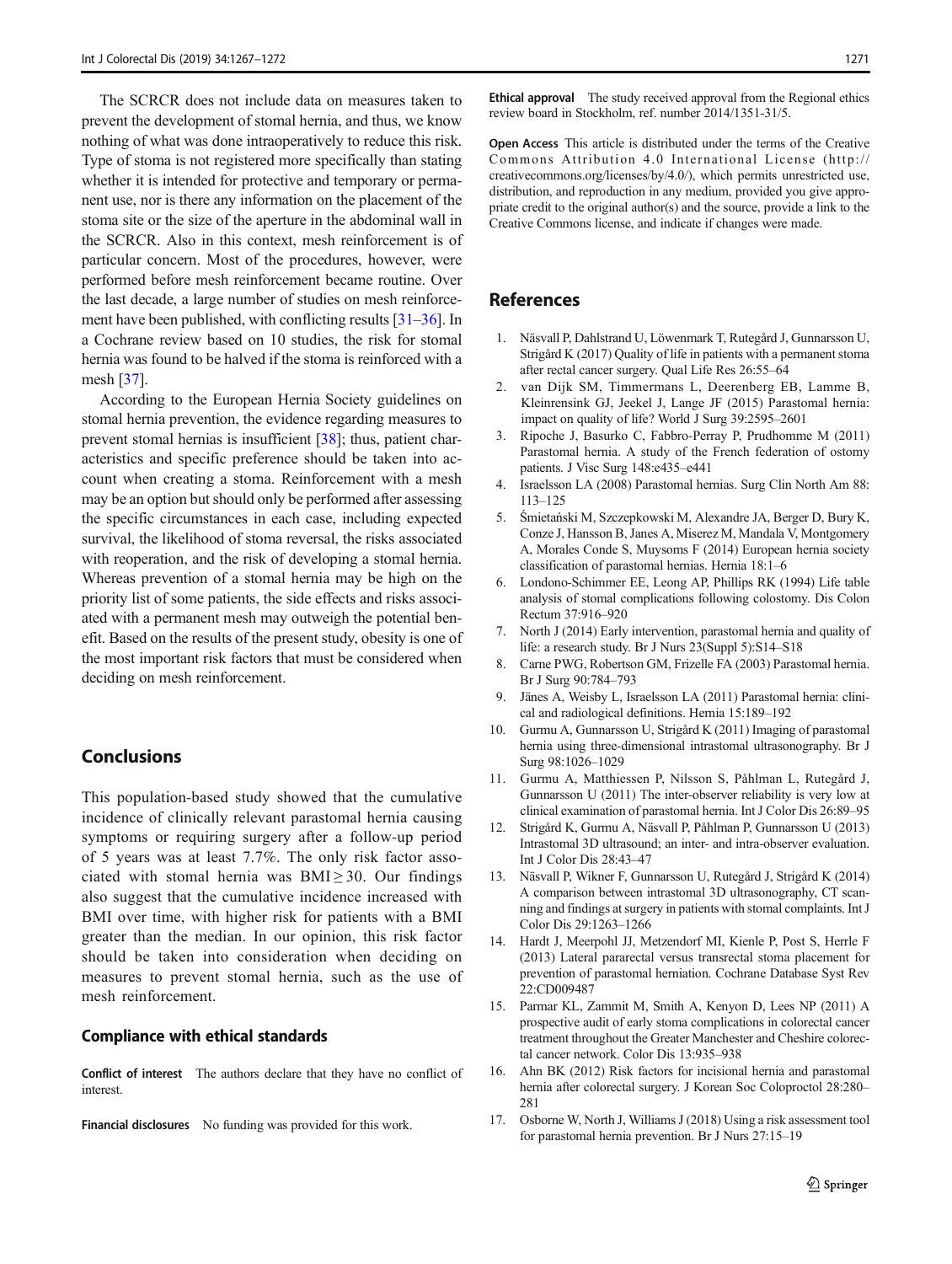The SCRCR does not include data on measures taken to prevent the development of stomal hernia, and thus, we know nothing of what was done intraoperatively to reduce this risk. Type of stoma is not registered more specifically than stating whether it is intended for protective and temporary or permanent use, nor is there any information on the placement of the stoma site or the size of the aperture in the abdominal wall in the SCRCR. Also in this context, mesh reinforcement is of particular concern. Most of the procedures, however, were performed before mesh reinforcement became routine. Over the last decade, a large number of studies on mesh reinforcement have been published, with conflicting results [31–36]. In a Cochrane review based on 10 studies, the risk for stomal hernia was found to be halved if the stoma is reinforced with a mesh [37].

According to the European Hernia Society guidelines on stomal hernia prevention, the evidence regarding measures to prevent stomal hernias is insufficient [38]; thus, patient characteristics and specific preference should be taken into account when creating a stoma. Reinforcement with a mesh may be an option but should only be performed after assessing the specific circumstances in each case, including expected survival, the likelihood of stoma reversal, the risks associated with reoperation, and the risk of developing a stomal hernia. Whereas prevention of a stomal hernia may be high on the priority list of some patients, the side effects and risks associated with a permanent mesh may outweigh the potential benefit. Based on the results of the present study, obesity is one of the most important risk factors that must be considered when deciding on mesh reinforcement.

## Conclusions

This population-based study showed that the cumulative incidence of clinically relevant parastomal hernia causing symptoms or requiring surgery after a follow-up period of 5 years was at least 7.7%. The only risk factor associated with stomal hernia was BMI $\geq$ 30. Our findings also suggest that the cumulative incidence increased with BMI over time, with higher risk for patients with a BMI greater than the median. In our opinion, this risk factor should be taken into consideration when deciding on measures to prevent stomal hernia, such as the use of mesh reinforcement.

### Compliance with ethical standards

**Conflict of interest** The authors declare that they have no conflict of interest.

**Financial disclosures** No funding was provided for this work.

**Ethical approval** The study received approval from the Regional ethics review board in Stockholm, ref. number 2014/1351-31/5.

**Open Access** This article is distributed under the terms of the Creative Commons Attribution 4.0 International License (http://creativecommons.org/licenses/by/4.0/), which permits unrestricted use, distribution, and reproduction in any medium, provided you give appropriate credit to the original author(s) and the source, provide a link to the Creative Commons license, and indicate if changes were made.

## References

1. Näsvall P, Dahlstrand U, Löwenmark T, Rutegård J, Gunnarsson U, Strigård K (2017) Quality of life in patients with a permanent stoma after rectal cancer surgery. Qual Life Res 26:55–64
2. van Dijk SM, Timmermans L, Deerenberg EB, Lamme B, Kleinrensink GJ, Jeekel J, Lange JF (2015) Parastomal hernia: impact on quality of life? World J Surg 39:2595–2601
3. Ripoche J, Basurko C, Fabbro-Perray P, Prudhomme M (2011) Parastomal hernia. A study of the French federation of ostomy patients. J Visc Surg 148:e435–e441
4. Israelsson LA (2008) Parastomal hernias. Surg Clin North Am 88: 113–125
5. Śmietański M, Szczepkowski M, Alexandre JA, Berger D, Bury K, Conze J, Hansson B, Janes A, Miserez M, Mandala V, Montgomery A, Morales Conde S, Muysoms F (2014) European hernia society classification of parastomal hernias. Hernia 18:1–6
6. Londono-Schimmer EE, Leong AP, Phillips RK (1994) Life table analysis of stomal complications following colostomy. Dis Colon Rectum 37:916–920
7. North J (2014) Early intervention, parastomal hernia and quality of life: a research study. Br J Nurs 23(Suppl 5):S14–S18
8. Carne PWG, Robertson GM, Frizelle FA (2003) Parastomal hernia. Br J Surg 90:784–793
9. Jänes A, Weisby L, Israelsson LA (2011) Parastomal hernia: clinical and radiological definitions. Hernia 15:189–192
10. Gurmu A, Gunnarsson U, Strigård K (2011) Imaging of parastomal hernia using three-dimensional intrastomal ultrasonography. Br J Surg 98:1026–1029
11. Gurmu A, Matthiessen P, Nilsson S, Påhlman L, Rutegård J, Gunnarsson U (2011) The inter-observer reliability is very low at clinical examination of parastomal hernia. Int J Color Dis 26:89–95
12. Strigård K, Gurmu A, Näsvall P, Påhlman P, Gunnarsson U (2013) Intrastomal 3D ultrasound; an inter- and intra-observer evaluation. Int J Color Dis 28:43–47
13. Näsvall P, Wikner F, Gunnarsson U, Rutegård J, Strigård K (2014) A comparison between intrastomal 3D ultrasonography, CT scanning and findings at surgery in patients with stomal complaints. Int J Color Dis 29:1263–1266
14. Hardt J, Meerpohl JJ, Metzendorf MI, Kienle P, Post S, Herrle F (2013) Lateral pararectal versus transrectal stoma placement for prevention of parastomal herniation. Cochrane Database Syst Rev 22:CD009487
15. Parmar KL, Zammit M, Smith A, Kenyon D, Lees NP (2011) A prospective audit of early stoma complications in colorectal cancer treatment throughout the Greater Manchester and Cheshire colorectal cancer network. Color Dis 13:935–938
16. Ahn BK (2012) Risk factors for incisional hernia and parastomal hernia after colorectal surgery. J Korean Soc Coloproctol 28:280–281
17. Osborne W, North J, Williams J (2018) Using a risk assessment tool for parastomal hernia prevention. Br J Nurs 27:15–19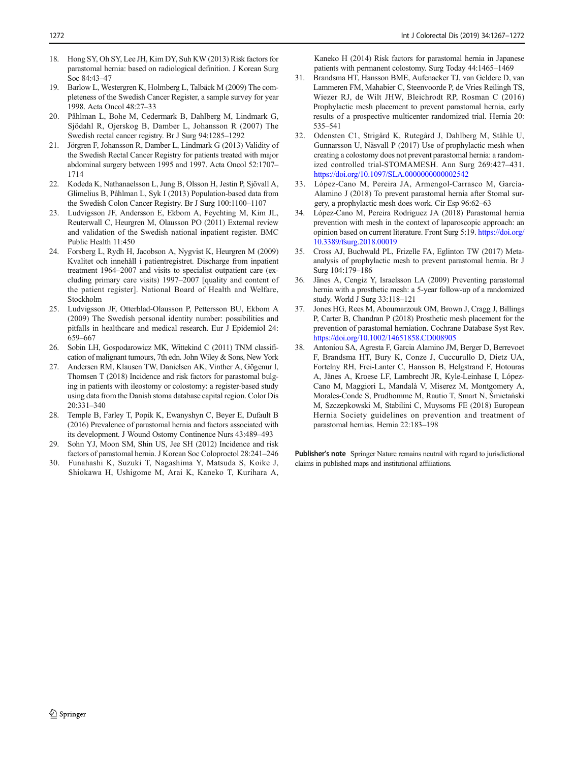18. Hong SY, Oh SY, Lee JH, Kim DY, Suh KW (2013) Risk factors for parastomal hernia: based on radiological definition. J Korean Surg Soc 84:43–47
19. Barlow L, Westergren K, Holmberg L, Talbäck M (2009) The completeness of the Swedish Cancer Register, a sample survey for year 1998. Acta Oncol 48:27–33
20. Påhlman L, Bohe M, Cedermark B, Dahlberg M, Lindmark G, Sjödahl R, Ojerskog B, Damber L, Johansson R (2007) The Swedish rectal cancer registry. Br J Surg 94:1285–1292
21. Jörgren F, Johansson R, Damber L, Lindmark G (2013) Validity of the Swedish Rectal Cancer Registry for patients treated with major abdominal surgery between 1995 and 1997. Acta Oncol 52:1707–1714
22. Kodeda K, Nathanaelsson L, Jung B, Olsson H, Jestin P, Sjövall A, Glimelius B, Påhlman L, Syk I (2013) Population-based data from the Swedish Colon Cancer Registry. Br J Surg 100:1100–1107
23. Ludvigsson JF, Andersson E, Ekbom A, Feychting M, Kim JL, Reuterwall C, Heurgren M, Olausson PO (2011) External review and validation of the Swedish national inpatient register. BMC Public Health 11:450
24. Forsberg L, Rydh H, Jacobson A, Nygvist K, Heurgren M (2009) Kvalitet och innehåll i patientregistret. Discharge from inpatient treatment 1964–2007 and visits to specialist outpatient care (excluding primary care visits) 1997–2007 [quality and content of the patient register]. National Board of Health and Welfare, Stockholm
25. Ludvigsson JF, Otterblad-Olausson P, Pettersson BU, Ekbom A (2009) The Swedish personal identity number: possibilities and pitfalls in healthcare and medical research. Eur J Epidemiol 24: 659–667
26. Sobin LH, Gospodarowicz MK, Wittekind C (2011) TNM classification of malignant tumours, 7th edn. John Wiley & Sons, New York
27. Andersen RM, Klausen TW, Danielsen AK, Vinther A, Gögenur I, Thomsen T (2018) Incidence and risk factors for parastomal bulging in patients with ileostomy or colostomy: a register-based study using data from the Danish stoma database capital region. Color Dis 20:331–340
28. Temple B, Farley T, Popik K, Ewanyshyn C, Beyer E, Dufault B (2016) Prevalence of parastomal hernia and factors associated with its development. J Wound Ostomy Continence Nurs 43:489–493
29. Sohn YJ, Moon SM, Shin US, Jee SH (2012) Incidence and risk factors of parastomal hernia. J Korean Soc Coloproctol 28:241–246
30. Funahashi K, Suzuki T, Nagashima Y, Matsuda S, Koike J, Shiokawa H, Ushigome M, Arai K, Kaneko T, Kurihara A, Kaneko H (2014) Risk factors for parastomal hernia in Japanese patients with permanent colostomy. Surg Today 44:1465–1469
31. Brandsma HT, Hansson BME, Aufenacker TJ, van Geldere D, van Lammeren FM, Mahabier C, Steenvoorde P, de Vries Reilingh TS, Wiezer RJ, de Wilt JHW, Bleichrodt RP, Rosman C (2016) Prophylactic mesh placement to prevent parastomal hernia, early results of a prospective multicenter randomized trial. Hernia 20: 535–541
32. Odensten C1, Strigård K, Rutegård J, Dahlberg M, Ståhle U, Gunnarsson U, Näsvall P (2017) Use of prophylactic mesh when creating a colostomy does not prevent parastomal hernia: a randomized controlled trial-STOMAMESH. Ann Surg 269:427–431. https://doi.org/10.1097/SLA.0000000000002542
33. López-Cano M, Pereira JA, Armengol-Carrasco M, García-Alamino J (2018) To prevent parastomal hernia after Stomal surgery, a prophylactic mesh does work. Cir Esp 96:62–63
34. López-Cano M, Pereira Rodriguez JA (2018) Parastomal hernia prevention with mesh in the context of laparoscopic approach: an opinion based on current literature. Front Surg 5:19. https://doi.org/10.3389/fsurg.2018.00019
35. Cross AJ, Buchwald PL, Frizelle FA, Eglinton TW (2017) Meta-analysis of prophylactic mesh to prevent parastomal hernia. Br J Surg 104:179–186
36. Jänes A, Cengiz Y, Israelsson LA (2009) Preventing parastomal hernia with a prosthetic mesh: a 5-year follow-up of a randomized study. World J Surg 33:118–121
37. Jones HG, Rees M, Aboumarzouk OM, Brown J, Cragg J, Billings P, Carter B, Chandran P (2018) Prosthetic mesh placement for the prevention of parastomal herniation. Cochrane Database Syst Rev. https://doi.org/10.1002/14651858.CD008905
38. Antoniou SA, Agresta F, Garcia Alamino JM, Berger D, Berrevoet F, Brandsma HT, Bury K, Conze J, Cuccurullo D, Dietz UA, Fortelny RH, Frei-Lanter C, Hansson B, Helgstrand F, Hotouras A, Jänes A, Kroese LF, Lambrecht JR, Kyle-Leinhase I, López-Cano M, Maggiori L, Mandalà V, Miserez M, Montgomery A, Morales-Conde S, Prudhomme M, Rautio T, Smart N, Śmietański M, Szczepkowski M, Stabilini C, Muysoms FE (2018) European Hernia Society guidelines on prevention and treatment of parastomal hernias. Hernia 22:183–198

**Publisher's note** Springer Nature remains neutral with regard to jurisdictional claims in published maps and institutional affiliations.